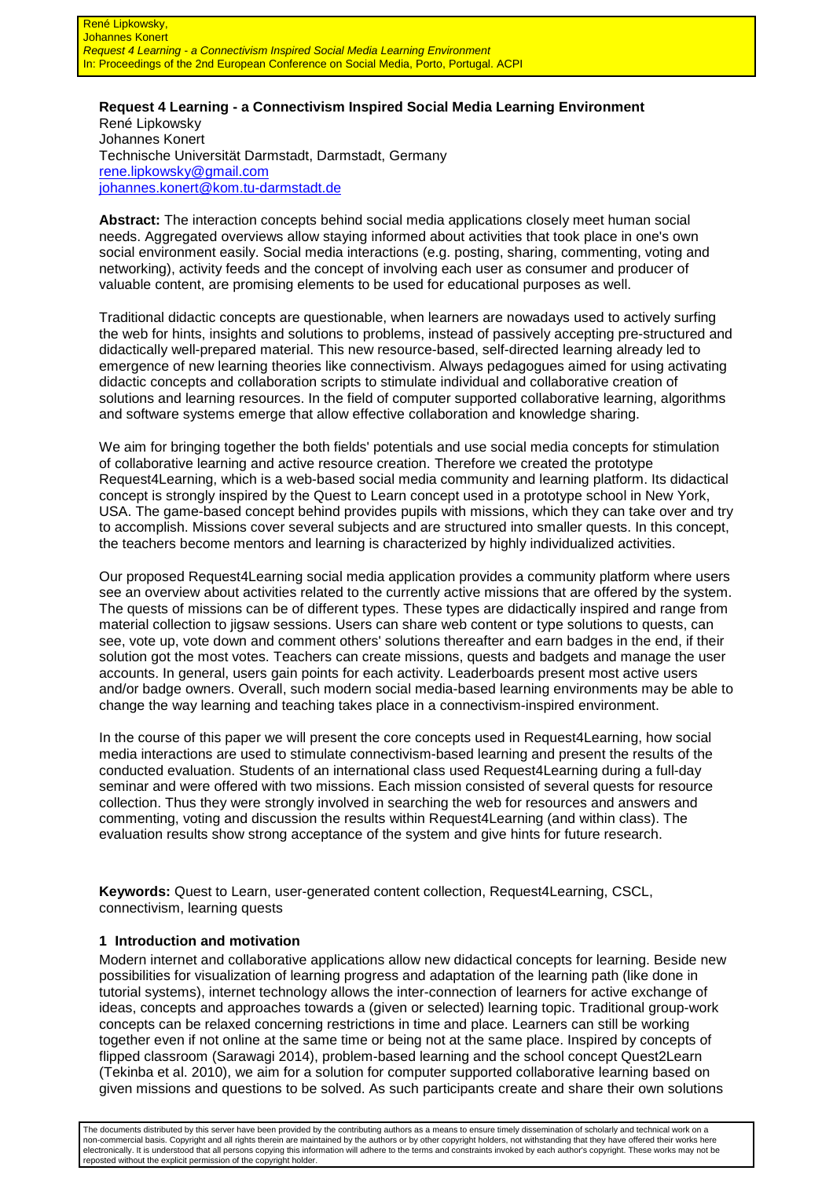René Lipkowsky,
Johannes Konert
*Request 4 Learning - a Connectivism Inspired Social Media Learning Environment*
In: Proceedings of the 2nd European Conference on Social Media, Porto, Portugal. ACPI

**Request 4 Learning - a Connectivism Inspired Social Media Learning Environment**

René Lipkowsky
Johannes Konert
Technische Universität Darmstadt, Darmstadt, Germany
rene.lipkowsky@gmail.com
johannes.konert@kom.tu-darmstadt.de

**Abstract:** The interaction concepts behind social media applications closely meet human social needs. Aggregated overviews allow staying informed about activities that took place in one's own social environment easily. Social media interactions (e.g. posting, sharing, commenting, voting and networking), activity feeds and the concept of involving each user as consumer and producer of valuable content, are promising elements to be used for educational purposes as well.

Traditional didactic concepts are questionable, when learners are nowadays used to actively surfing the web for hints, insights and solutions to problems, instead of passively accepting pre-structured and didactically well-prepared material. This new resource-based, self-directed learning already led to emergence of new learning theories like connectivism. Always pedagogues aimed for using activating didactic concepts and collaboration scripts to stimulate individual and collaborative creation of solutions and learning resources. In the field of computer supported collaborative learning, algorithms and software systems emerge that allow effective collaboration and knowledge sharing.

We aim for bringing together the both fields' potentials and use social media concepts for stimulation of collaborative learning and active resource creation. Therefore we created the prototype Request4Learning, which is a web-based social media community and learning platform. Its didactical concept is strongly inspired by the Quest to Learn concept used in a prototype school in New York, USA. The game-based concept behind provides pupils with missions, which they can take over and try to accomplish. Missions cover several subjects and are structured into smaller quests. In this concept, the teachers become mentors and learning is characterized by highly individualized activities.

Our proposed Request4Learning social media application provides a community platform where users see an overview about activities related to the currently active missions that are offered by the system. The quests of missions can be of different types. These types are didactically inspired and range from material collection to jigsaw sessions. Users can share web content or type solutions to quests, can see, vote up, vote down and comment others' solutions thereafter and earn badges in the end, if their solution got the most votes. Teachers can create missions, quests and badgets and manage the user accounts. In general, users gain points for each activity. Leaderboards present most active users and/or badge owners. Overall, such modern social media-based learning environments may be able to change the way learning and teaching takes place in a connectivism-inspired environment.

In the course of this paper we will present the core concepts used in Request4Learning, how social media interactions are used to stimulate connectivism-based learning and present the results of the conducted evaluation. Students of an international class used Request4Learning during a full-day seminar and were offered with two missions. Each mission consisted of several quests for resource collection. Thus they were strongly involved in searching the web for resources and answers and commenting, voting and discussion the results within Request4Learning (and within class). The evaluation results show strong acceptance of the system and give hints for future research.

**Keywords:** Quest to Learn, user-generated content collection, Request4Learning, CSCL, connectivism, learning quests

## 1 Introduction and motivation

Modern internet and collaborative applications allow new didactical concepts for learning. Beside new possibilities for visualization of learning progress and adaptation of the learning path (like done in tutorial systems), internet technology allows the inter-connection of learners for active exchange of ideas, concepts and approaches towards a (given or selected) learning topic. Traditional group-work concepts can be relaxed concerning restrictions in time and place. Learners can still be working together even if not online at the same time or being not at the same place. Inspired by concepts of flipped classroom (Sarawagi 2014), problem-based learning and the school concept Quest2Learn (Tekinba et al. 2010), we aim for a solution for computer supported collaborative learning based on given missions and questions to be solved. As such participants create and share their own solutions

The documents distributed by this server have been provided by the contributing authors as a means to ensure timely dissemination of scholarly and technical work on a non-commercial basis. Copyright and all rights therein are maintained by the authors or by other copyright holders, not withstanding that they have offered their works here electronically. It is understood that all persons copying this information will adhere to the terms and constraints invoked by each author's copyright. These works may not be reposted without the explicit permission of the copyright holder.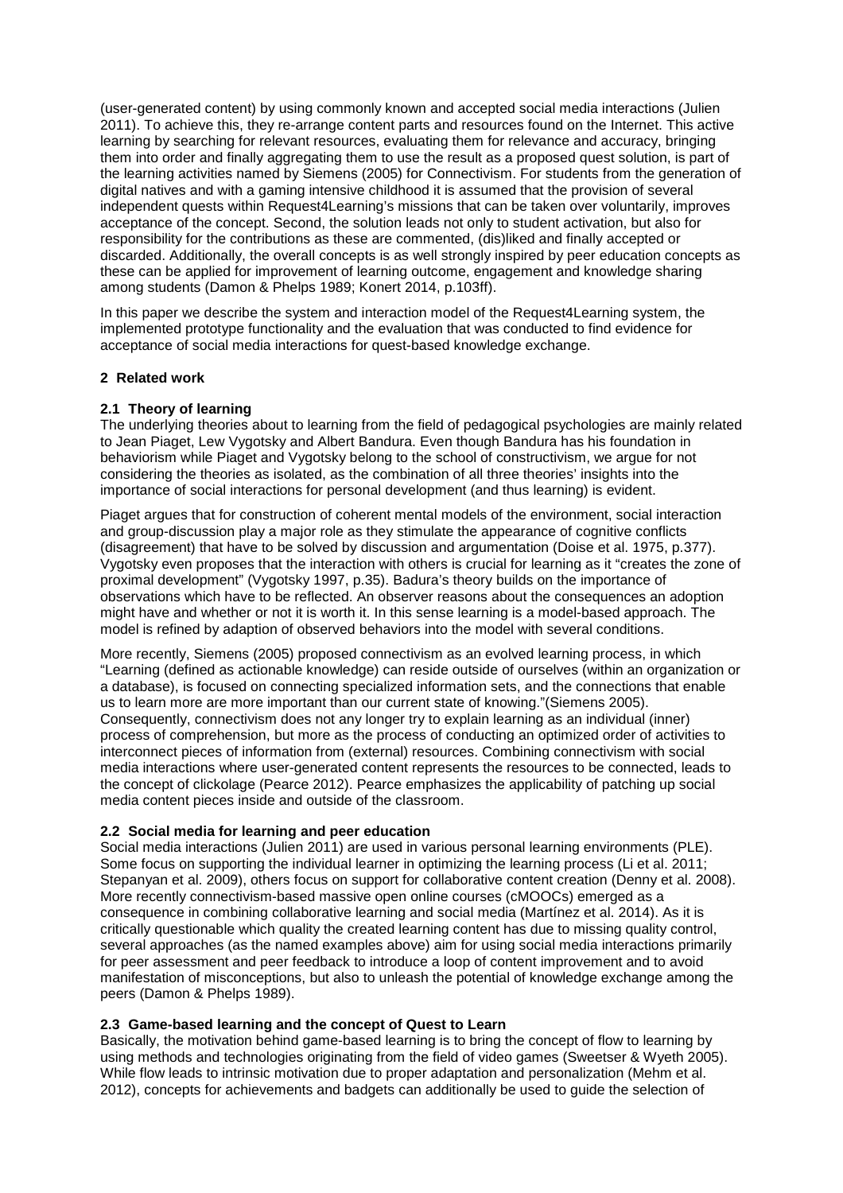(user-generated content) by using commonly known and accepted social media interactions (Julien 2011). To achieve this, they re-arrange content parts and resources found on the Internet. This active learning by searching for relevant resources, evaluating them for relevance and accuracy, bringing them into order and finally aggregating them to use the result as a proposed quest solution, is part of the learning activities named by Siemens (2005) for Connectivism. For students from the generation of digital natives and with a gaming intensive childhood it is assumed that the provision of several independent quests within Request4Learning's missions that can be taken over voluntarily, improves acceptance of the concept. Second, the solution leads not only to student activation, but also for responsibility for the contributions as these are commented, (dis)liked and finally accepted or discarded. Additionally, the overall concepts is as well strongly inspired by peer education concepts as these can be applied for improvement of learning outcome, engagement and knowledge sharing among students (Damon & Phelps 1989; Konert 2014, p.103ff).

In this paper we describe the system and interaction model of the Request4Learning system, the implemented prototype functionality and the evaluation that was conducted to find evidence for acceptance of social media interactions for quest-based knowledge exchange.

## 2 Related work

### 2.1 Theory of learning

The underlying theories about to learning from the field of pedagogical psychologies are mainly related to Jean Piaget, Lew Vygotsky and Albert Bandura. Even though Bandura has his foundation in behaviorism while Piaget and Vygotsky belong to the school of constructivism, we argue for not considering the theories as isolated, as the combination of all three theories' insights into the importance of social interactions for personal development (and thus learning) is evident.

Piaget argues that for construction of coherent mental models of the environment, social interaction and group-discussion play a major role as they stimulate the appearance of cognitive conflicts (disagreement) that have to be solved by discussion and argumentation (Doise et al. 1975, p.377). Vygotsky even proposes that the interaction with others is crucial for learning as it "creates the zone of proximal development" (Vygotsky 1997, p.35). Badura's theory builds on the importance of observations which have to be reflected. An observer reasons about the consequences an adoption might have and whether or not it is worth it. In this sense learning is a model-based approach. The model is refined by adaption of observed behaviors into the model with several conditions.

More recently, Siemens (2005) proposed connectivism as an evolved learning process, in which "Learning (defined as actionable knowledge) can reside outside of ourselves (within an organization or a database), is focused on connecting specialized information sets, and the connections that enable us to learn more are more important than our current state of knowing."(Siemens 2005). Consequently, connectivism does not any longer try to explain learning as an individual (inner) process of comprehension, but more as the process of conducting an optimized order of activities to interconnect pieces of information from (external) resources. Combining connectivism with social media interactions where user-generated content represents the resources to be connected, leads to the concept of clickolage (Pearce 2012). Pearce emphasizes the applicability of patching up social media content pieces inside and outside of the classroom.

### 2.2 Social media for learning and peer education

Social media interactions (Julien 2011) are used in various personal learning environments (PLE). Some focus on supporting the individual learner in optimizing the learning process (Li et al. 2011; Stepanyan et al. 2009), others focus on support for collaborative content creation (Denny et al. 2008). More recently connectivism-based massive open online courses (cMOOCs) emerged as a consequence in combining collaborative learning and social media (Martínez et al. 2014). As it is critically questionable which quality the created learning content has due to missing quality control, several approaches (as the named examples above) aim for using social media interactions primarily for peer assessment and peer feedback to introduce a loop of content improvement and to avoid manifestation of misconceptions, but also to unleash the potential of knowledge exchange among the peers (Damon & Phelps 1989).

### 2.3 Game-based learning and the concept of Quest to Learn

Basically, the motivation behind game-based learning is to bring the concept of flow to learning by using methods and technologies originating from the field of video games (Sweetser & Wyeth 2005). While flow leads to intrinsic motivation due to proper adaptation and personalization (Mehm et al. 2012), concepts for achievements and badgets can additionally be used to guide the selection of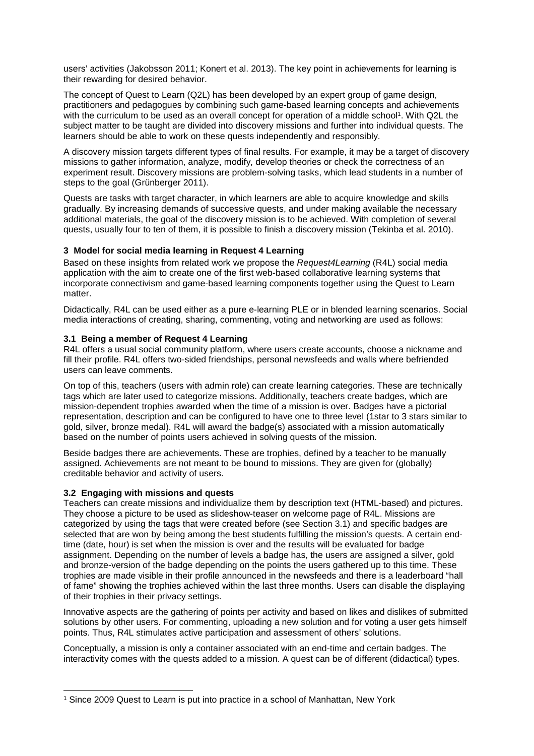users' activities (Jakobsson 2011; Konert et al. 2013). The key point in achievements for learning is their rewarding for desired behavior.

The concept of Quest to Learn (Q2L) has been developed by an expert group of game design, practitioners and pedagogues by combining such game-based learning concepts and achievements with the curriculum to be used as an overall concept for operation of a middle school[1]. With Q2L the subject matter to be taught are divided into discovery missions and further into individual quests. The learners should be able to work on these quests independently and responsibly.

A discovery mission targets different types of final results. For example, it may be a target of discovery missions to gather information, analyze, modify, develop theories or check the correctness of an experiment result. Discovery missions are problem-solving tasks, which lead students in a number of steps to the goal (Grünberger 2011).

Quests are tasks with target character, in which learners are able to acquire knowledge and skills gradually. By increasing demands of successive quests, and under making available the necessary additional materials, the goal of the discovery mission is to be achieved. With completion of several quests, usually four to ten of them, it is possible to finish a discovery mission (Tekinba et al. 2010).

## 3 Model for social media learning in Request 4 Learning

Based on these insights from related work we propose the *Request4Learning* (R4L) social media application with the aim to create one of the first web-based collaborative learning systems that incorporate connectivism and game-based learning components together using the Quest to Learn matter.

Didactically, R4L can be used either as a pure e-learning PLE or in blended learning scenarios. Social media interactions of creating, sharing, commenting, voting and networking are used as follows:

### 3.1 Being a member of Request 4 Learning

R4L offers a usual social community platform, where users create accounts, choose a nickname and fill their profile. R4L offers two-sided friendships, personal newsfeeds and walls where befriended users can leave comments.

On top of this, teachers (users with admin role) can create learning categories. These are technically tags which are later used to categorize missions. Additionally, teachers create badges, which are mission-dependent trophies awarded when the time of a mission is over. Badges have a pictorial representation, description and can be configured to have one to three level (1star to 3 stars similar to gold, silver, bronze medal). R4L will award the badge(s) associated with a mission automatically based on the number of points users achieved in solving quests of the mission.

Beside badges there are achievements. These are trophies, defined by a teacher to be manually assigned. Achievements are not meant to be bound to missions. They are given for (globally) creditable behavior and activity of users.

### 3.2 Engaging with missions and quests

Teachers can create missions and individualize them by description text (HTML-based) and pictures. They choose a picture to be used as slideshow-teaser on welcome page of R4L. Missions are categorized by using the tags that were created before (see Section 3.1) and specific badges are selected that are won by being among the best students fulfilling the mission's quests. A certain end-time (date, hour) is set when the mission is over and the results will be evaluated for badge assignment. Depending on the number of levels a badge has, the users are assigned a silver, gold and bronze-version of the badge depending on the points the users gathered up to this time. These trophies are made visible in their profile announced in the newsfeeds and there is a leaderboard "hall of fame" showing the trophies achieved within the last three months. Users can disable the displaying of their trophies in their privacy settings.

Innovative aspects are the gathering of points per activity and based on likes and dislikes of submitted solutions by other users. For commenting, uploading a new solution and for voting a user gets himself points. Thus, R4L stimulates active participation and assessment of others' solutions.

Conceptually, a mission is only a container associated with an end-time and certain badges. The interactivity comes with the quests added to a mission. A quest can be of different (didactical) types.

[1] Since 2009 Quest to Learn is put into practice in a school of Manhattan, New York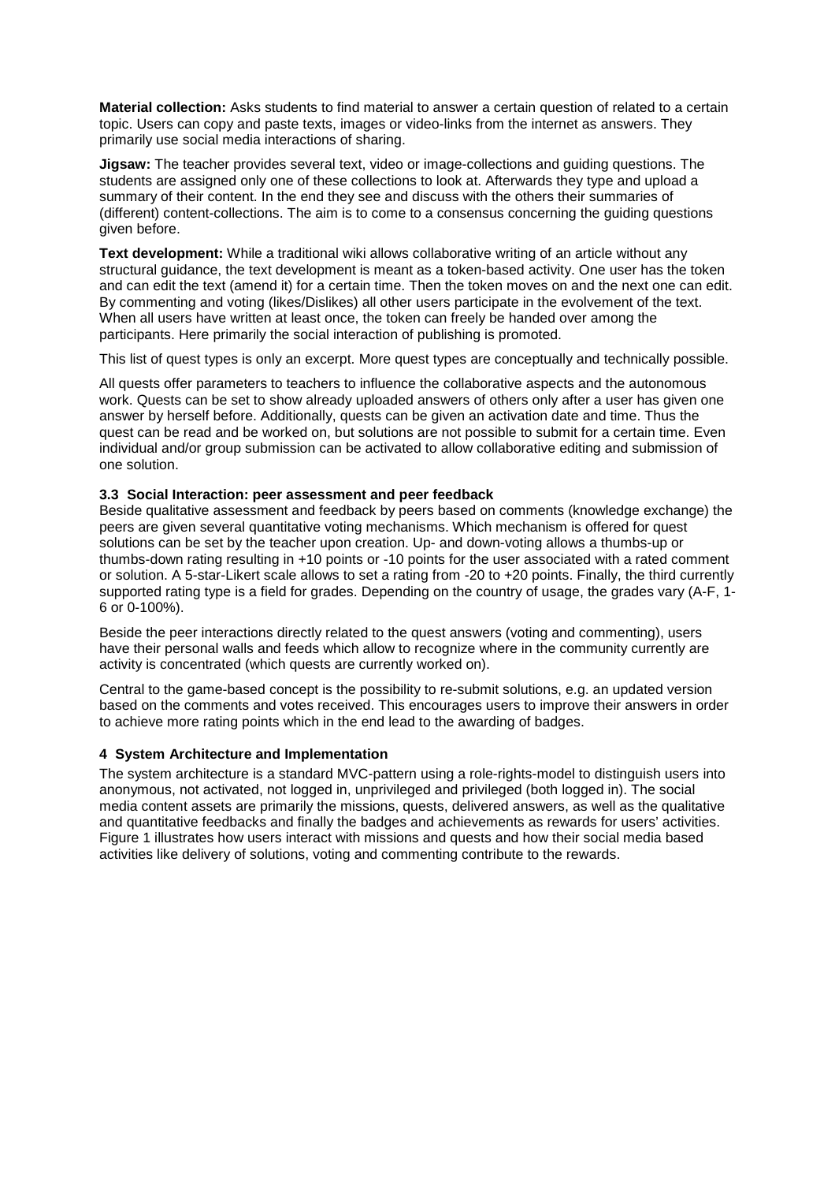**Material collection:** Asks students to find material to answer a certain question of related to a certain topic. Users can copy and paste texts, images or video-links from the internet as answers. They primarily use social media interactions of sharing.

**Jigsaw:** The teacher provides several text, video or image-collections and guiding questions. The students are assigned only one of these collections to look at. Afterwards they type and upload a summary of their content. In the end they see and discuss with the others their summaries of (different) content-collections. The aim is to come to a consensus concerning the guiding questions given before.

**Text development:** While a traditional wiki allows collaborative writing of an article without any structural guidance, the text development is meant as a token-based activity. One user has the token and can edit the text (amend it) for a certain time. Then the token moves on and the next one can edit. By commenting and voting (likes/Dislikes) all other users participate in the evolvement of the text. When all users have written at least once, the token can freely be handed over among the participants. Here primarily the social interaction of publishing is promoted.

This list of quest types is only an excerpt. More quest types are conceptually and technically possible.

All quests offer parameters to teachers to influence the collaborative aspects and the autonomous work. Quests can be set to show already uploaded answers of others only after a user has given one answer by herself before. Additionally, quests can be given an activation date and time. Thus the quest can be read and be worked on, but solutions are not possible to submit for a certain time. Even individual and/or group submission can be activated to allow collaborative editing and submission of one solution.

### 3.3 Social Interaction: peer assessment and peer feedback

Beside qualitative assessment and feedback by peers based on comments (knowledge exchange) the peers are given several quantitative voting mechanisms. Which mechanism is offered for quest solutions can be set by the teacher upon creation. Up- and down-voting allows a thumbs-up or thumbs-down rating resulting in +10 points or -10 points for the user associated with a rated comment or solution. A 5-star-Likert scale allows to set a rating from -20 to +20 points. Finally, the third currently supported rating type is a field for grades. Depending on the country of usage, the grades vary (A-F, 1-6 or 0-100%).

Beside the peer interactions directly related to the quest answers (voting and commenting), users have their personal walls and feeds which allow to recognize where in the community currently are activity is concentrated (which quests are currently worked on).

Central to the game-based concept is the possibility to re-submit solutions, e.g. an updated version based on the comments and votes received. This encourages users to improve their answers in order to achieve more rating points which in the end lead to the awarding of badges.

## 4 System Architecture and Implementation

The system architecture is a standard MVC-pattern using a role-rights-model to distinguish users into anonymous, not activated, not logged in, unprivileged and privileged (both logged in). The social media content assets are primarily the missions, quests, delivered answers, as well as the qualitative and quantitative feedbacks and finally the badges and achievements as rewards for users' activities. Figure 1 illustrates how users interact with missions and quests and how their social media based activities like delivery of solutions, voting and commenting contribute to the rewards.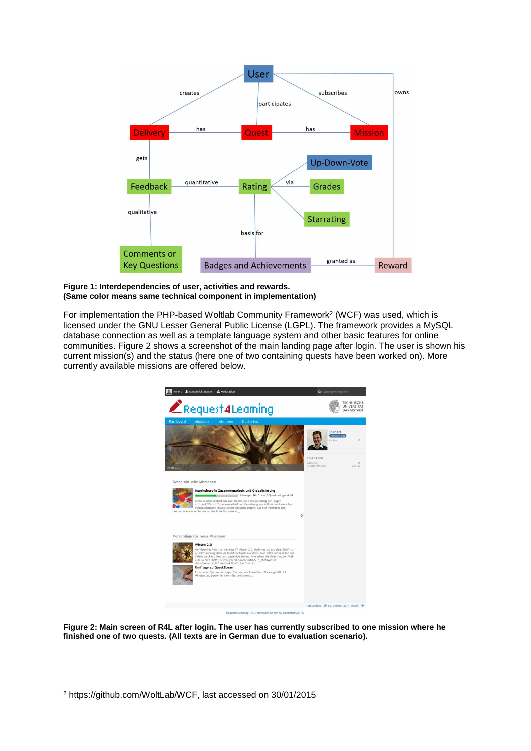**Figure 1: Interdependencies of user, activities and rewards.**
**(Same color means same technical component in implementation)**

For implementation the PHP-based Woltlab Community Framework[2] (WCF) was used, which is licensed under the GNU Lesser General Public License (LGPL). The framework provides a MySQL database connection as well as a template language system and other basic features for online communities. Figure 2 shows a screenshot of the main landing page after login. The user is shown his current mission(s) and the status (here one of two containing quests have been worked on). More currently available missions are offered below.

**Figure 2: Main screen of R4L after login. The user has currently subscribed to one mission where he finished one of two quests. (All texts are in German due to evaluation scenario).**

---

[2] https://github.com/WoltLab/WCF, last accessed on 30/01/2015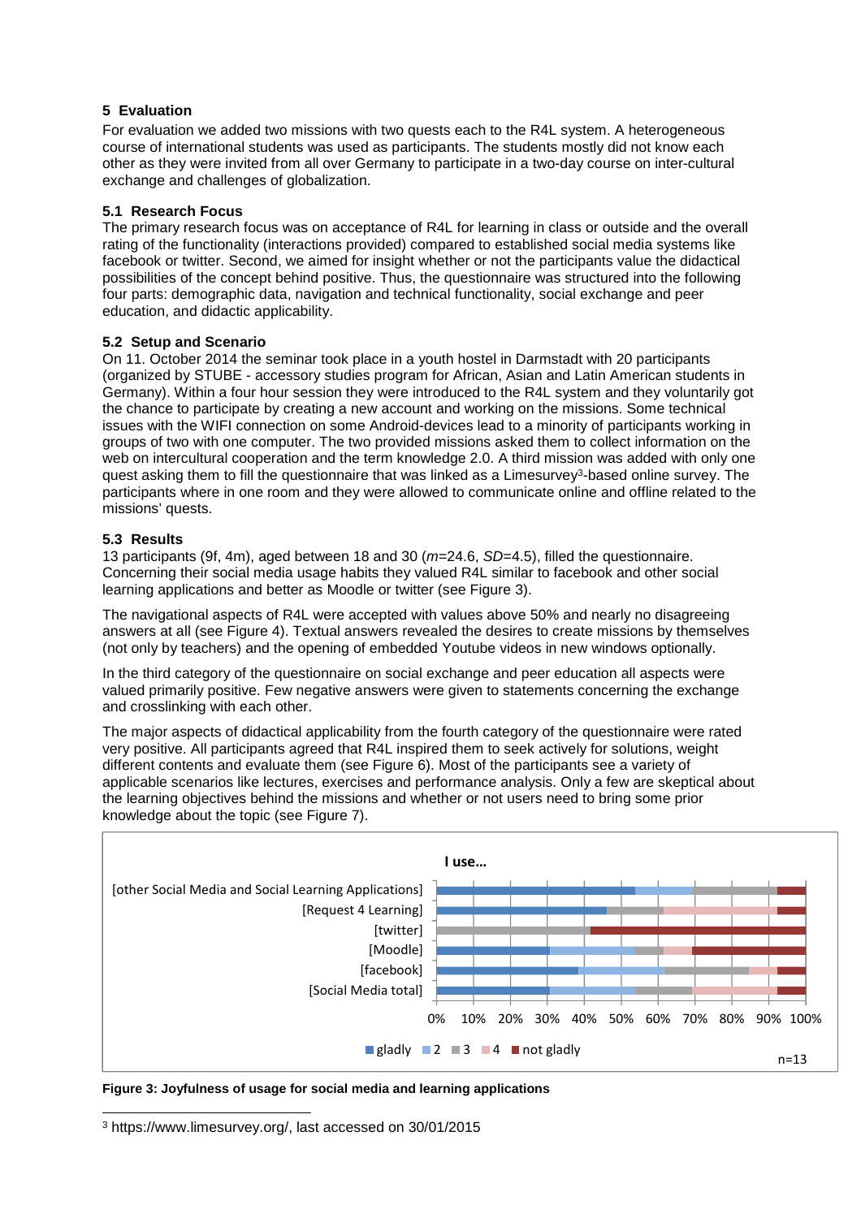## 5 Evaluation

For evaluation we added two missions with two quests each to the R4L system. A heterogeneous course of international students was used as participants. The students mostly did not know each other as they were invited from all over Germany to participate in a two-day course on inter-cultural exchange and challenges of globalization.

### 5.1 Research Focus

The primary research focus was on acceptance of R4L for learning in class or outside and the overall rating of the functionality (interactions provided) compared to established social media systems like facebook or twitter. Second, we aimed for insight whether or not the participants value the didactical possibilities of the concept behind positive. Thus, the questionnaire was structured into the following four parts: demographic data, navigation and technical functionality, social exchange and peer education, and didactic applicability.

### 5.2 Setup and Scenario

On 11. October 2014 the seminar took place in a youth hostel in Darmstadt with 20 participants (organized by STUBE - accessory studies program for African, Asian and Latin American students in Germany). Within a four hour session they were introduced to the R4L system and they voluntarily got the chance to participate by creating a new account and working on the missions. Some technical issues with the WIFI connection on some Android-devices lead to a minority of participants working in groups of two with one computer. The two provided missions asked them to collect information on the web on intercultural cooperation and the term knowledge 2.0. A third mission was added with only one quest asking them to fill the questionnaire that was linked as a Limesurvey[3]-based online survey. The participants where in one room and they were allowed to communicate online and offline related to the missions' quests.

### 5.3 Results

13 participants (9f, 4m), aged between 18 and 30 ($m$=24.6, $SD$=4.5), filled the questionnaire. Concerning their social media usage habits they valued R4L similar to facebook and other social learning applications and better as Moodle or twitter (see Figure 3).

The navigational aspects of R4L were accepted with values above 50% and nearly no disagreeing answers at all (see Figure 4). Textual answers revealed the desires to create missions by themselves (not only by teachers) and the opening of embedded Youtube videos in new windows optionally.

In the third category of the questionnaire on social exchange and peer education all aspects were valued primarily positive. Few negative answers were given to statements concerning the exchange and crosslinking with each other.

The major aspects of didactical applicability from the fourth category of the questionnaire were rated very positive. All participants agreed that R4L inspired them to seek actively for solutions, weight different contents and evaluate them (see Figure 6). Most of the participants see a variety of applicable scenarios like lectures, exercises and performance analysis. Only a few are skeptical about the learning objectives behind the missions and whether or not users need to bring some prior knowledge about the topic (see Figure 7).

**Figure 3: Joyfulness of usage for social media and learning applications**

[3] https://www.limesurvey.org/, last accessed on 30/01/2015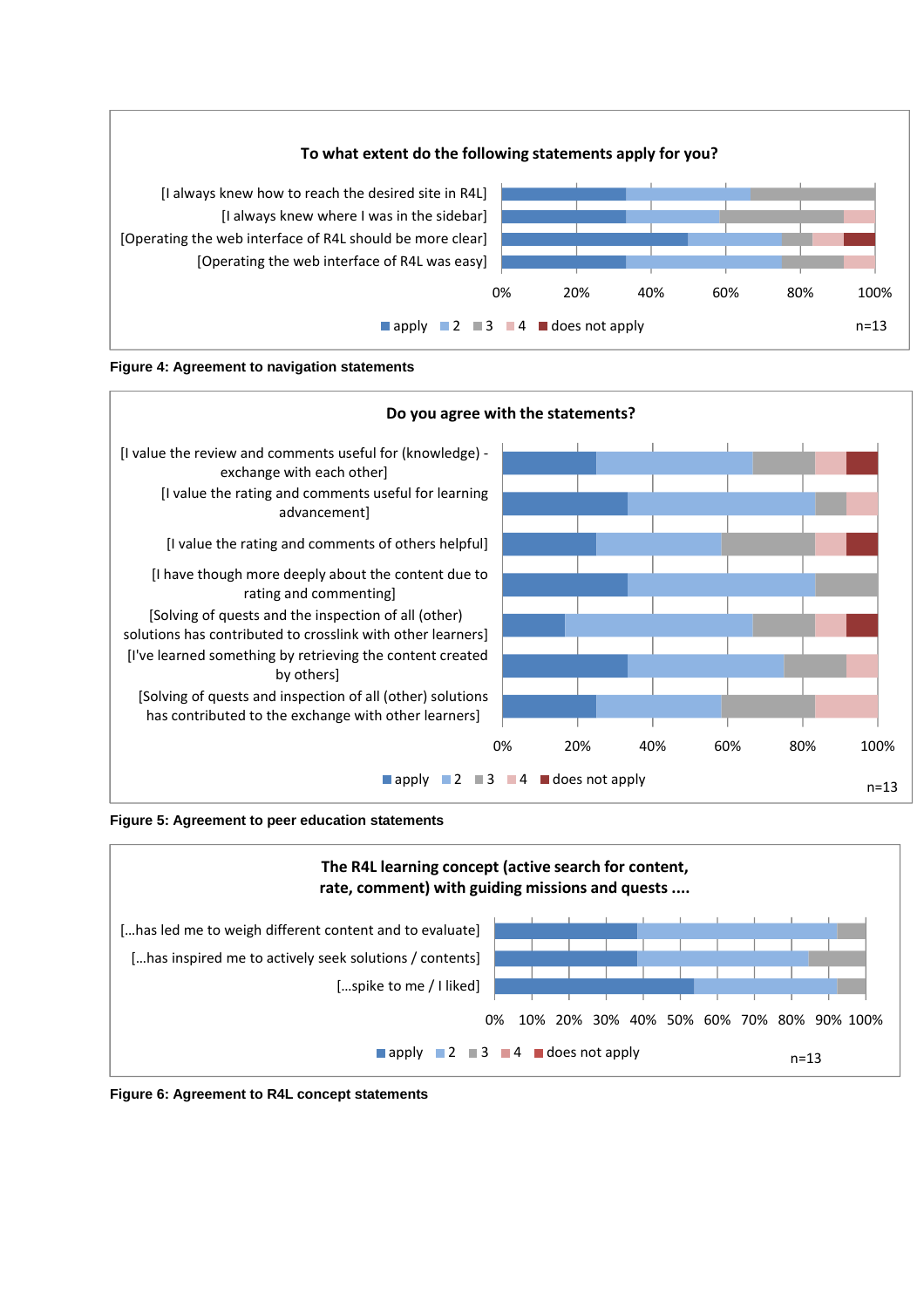**To what extent do the following statements apply for you?**

[I always knew how to reach the desired site in R4L]
[I always knew where I was in the sidebar]
[Operating the web interface of R4L should be more clear]
[Operating the web interface of R4L was easy]

0% 20% 40% 60% 80% 100%

apply 2 3 4 does not apply

n=13

**Figure 4: Agreement to navigation statements**

**Do you agree with the statements?**

[I value the review and comments useful for (knowledge) - exchange with each other]
[I value the rating and comments useful for learning advancement]
[I value the rating and comments of others helpful]
[I have though more deeply about the content due to rating and commenting]
[Solving of quests and the inspection of all (other) solutions has contributed to crosslink with other learners]
[I've learned something by retrieving the content created by others]
[Solving of quests and inspection of all (other) solutions has contributed to the exchange with other learners]

0% 20% 40% 60% 80% 100%

apply 2 3 4 does not apply

n=13

**Figure 5: Agreement to peer education statements**

**The R4L learning concept (active search for content, rate, comment) with guiding missions and quests ....**

[…has led me to weigh different content and to evaluate]
[…has inspired me to actively seek solutions / contents]
[…spike to me / I liked]

0% 10% 20% 30% 40% 50% 60% 70% 80% 90% 100%

apply 2 3 4 does not apply

n=13

**Figure 6: Agreement to R4L concept statements**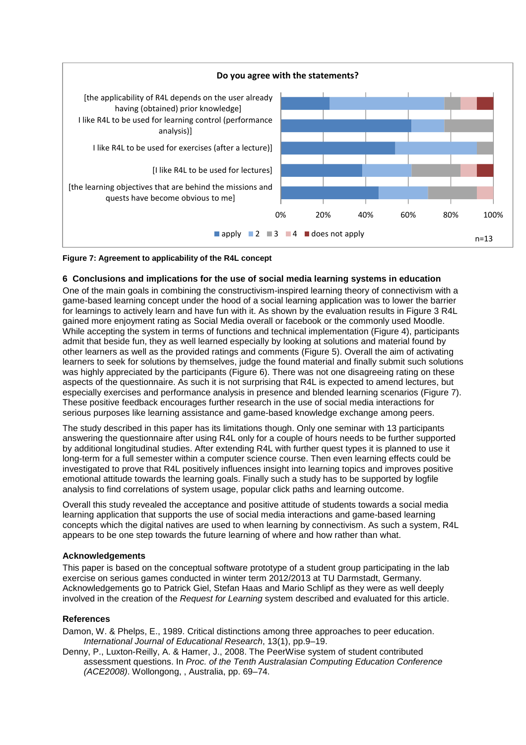**Figure 7: Agreement to applicability of the R4L concept**

## 6 Conclusions and implications for the use of social media learning systems in education

One of the main goals in combining the constructivism-inspired learning theory of connectivism with a game-based learning concept under the hood of a social learning application was to lower the barrier for learnings to actively learn and have fun with it. As shown by the evaluation results in Figure 3 R4L gained more enjoyment rating as Social Media overall or facebook or the commonly used Moodle. While accepting the system in terms of functions and technical implementation (Figure 4), participants admit that beside fun, they as well learned especially by looking at solutions and material found by other learners as well as the provided ratings and comments (Figure 5). Overall the aim of activating learners to seek for solutions by themselves, judge the found material and finally submit such solutions was highly appreciated by the participants (Figure 6). There was not one disagreeing rating on these aspects of the questionnaire. As such it is not surprising that R4L is expected to amend lectures, but especially exercises and performance analysis in presence and blended learning scenarios (Figure 7). These positive feedback encourages further research in the use of social media interactions for serious purposes like learning assistance and game-based knowledge exchange among peers.

The study described in this paper has its limitations though. Only one seminar with 13 participants answering the questionnaire after using R4L only for a couple of hours needs to be further supported by additional longitudinal studies. After extending R4L with further quest types it is planned to use it long-term for a full semester within a computer science course. Then even learning effects could be investigated to prove that R4L positively influences insight into learning topics and improves positive emotional attitude towards the learning goals. Finally such a study has to be supported by logfile analysis to find correlations of system usage, popular click paths and learning outcome.

Overall this study revealed the acceptance and positive attitude of students towards a social media learning application that supports the use of social media interactions and game-based learning concepts which the digital natives are used to when learning by connectivism. As such a system, R4L appears to be one step towards the future learning of where and how rather than what.

### Acknowledgements

This paper is based on the conceptual software prototype of a student group participating in the lab exercise on serious games conducted in winter term 2012/2013 at TU Darmstadt, Germany. Acknowledgements go to Patrick Giel, Stefan Haas and Mario Schlipf as they were as well deeply involved in the creation of the *Request for Learning* system described and evaluated for this article.

### References

Damon, W. & Phelps, E., 1989. Critical distinctions among three approaches to peer education. *International Journal of Educational Research*, 13(1), pp.9–19.

Denny, P., Luxton-Reilly, A. & Hamer, J., 2008. The PeerWise system of student contributed assessment questions. In *Proc. of the Tenth Australasian Computing Education Conference (ACE2008)*. Wollongong, , Australia, pp. 69–74.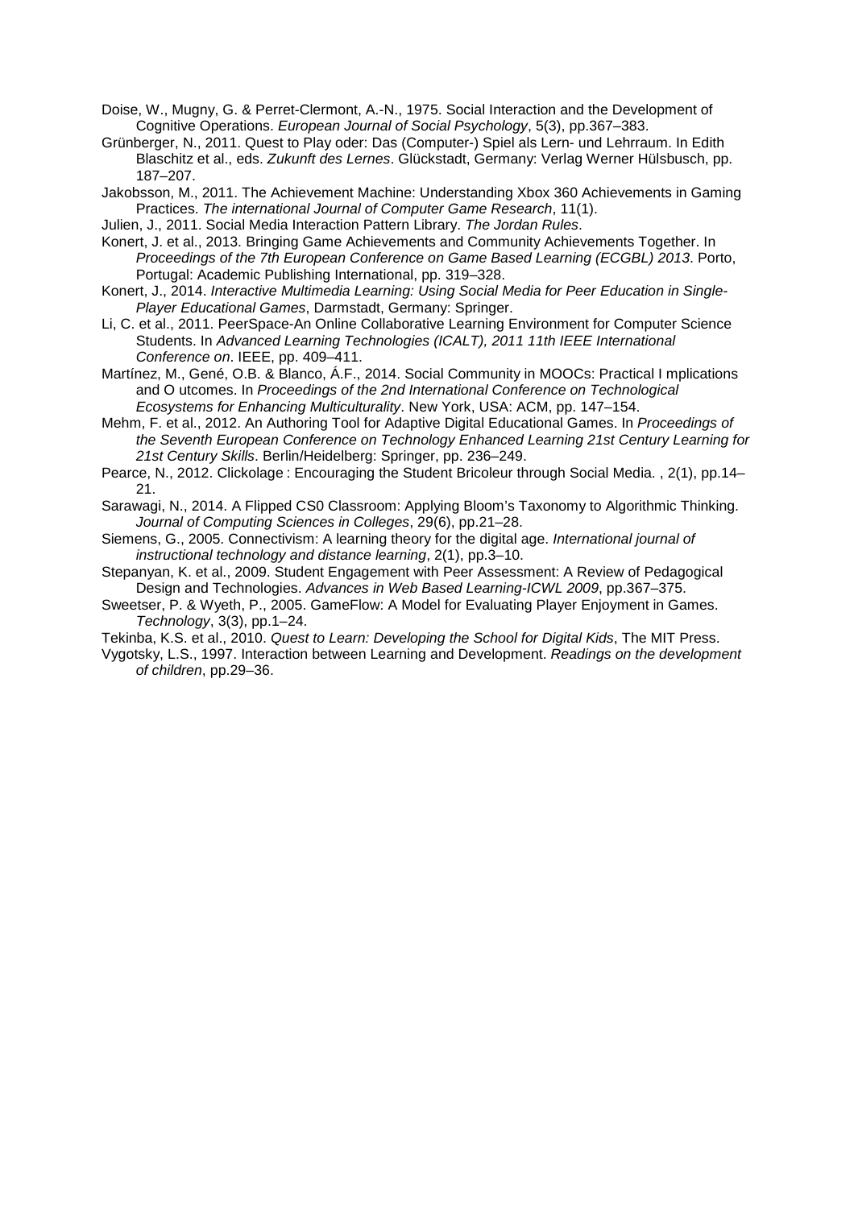Doise, W., Mugny, G. & Perret-Clermont, A.-N., 1975. Social Interaction and the Development of Cognitive Operations. *European Journal of Social Psychology*, 5(3), pp.367–383.

Grünberger, N., 2011. Quest to Play oder: Das (Computer-) Spiel als Lern- und Lehrraum. In Edith Blaschitz et al., eds. *Zukunft des Lernes*. Glückstadt, Germany: Verlag Werner Hülsbusch, pp. 187–207.

Jakobsson, M., 2011. The Achievement Machine: Understanding Xbox 360 Achievements in Gaming Practices. *The international Journal of Computer Game Research*, 11(1).

Julien, J., 2011. Social Media Interaction Pattern Library. *The Jordan Rules*.

Konert, J. et al., 2013. Bringing Game Achievements and Community Achievements Together. In *Proceedings of the 7th European Conference on Game Based Learning (ECGBL) 2013*. Porto, Portugal: Academic Publishing International, pp. 319–328.

Konert, J., 2014. *Interactive Multimedia Learning: Using Social Media for Peer Education in Single-Player Educational Games*, Darmstadt, Germany: Springer.

Li, C. et al., 2011. PeerSpace-An Online Collaborative Learning Environment for Computer Science Students. In *Advanced Learning Technologies (ICALT), 2011 11th IEEE International Conference on*. IEEE, pp. 409–411.

Martínez, M., Gené, O.B. & Blanco, Á.F., 2014. Social Community in MOOCs: Practical I mplications and O utcomes. In *Proceedings of the 2nd International Conference on Technological Ecosystems for Enhancing Multiculturality*. New York, USA: ACM, pp. 147–154.

Mehm, F. et al., 2012. An Authoring Tool for Adaptive Digital Educational Games. In *Proceedings of the Seventh European Conference on Technology Enhanced Learning 21st Century Learning for 21st Century Skills*. Berlin/Heidelberg: Springer, pp. 236–249.

Pearce, N., 2012. Clickolage : Encouraging the Student Bricoleur through Social Media. , 2(1), pp.14–21.

Sarawagi, N., 2014. A Flipped CS0 Classroom: Applying Bloom's Taxonomy to Algorithmic Thinking. *Journal of Computing Sciences in Colleges*, 29(6), pp.21–28.

Siemens, G., 2005. Connectivism: A learning theory for the digital age. *International journal of instructional technology and distance learning*, 2(1), pp.3–10.

Stepanyan, K. et al., 2009. Student Engagement with Peer Assessment: A Review of Pedagogical Design and Technologies. *Advances in Web Based Learning-ICWL 2009*, pp.367–375.

Sweetser, P. & Wyeth, P., 2005. GameFlow: A Model for Evaluating Player Enjoyment in Games. *Technology*, 3(3), pp.1–24.

Tekinba, K.S. et al., 2010. *Quest to Learn: Developing the School for Digital Kids*, The MIT Press.

Vygotsky, L.S., 1997. Interaction between Learning and Development. *Readings on the development of children*, pp.29–36.